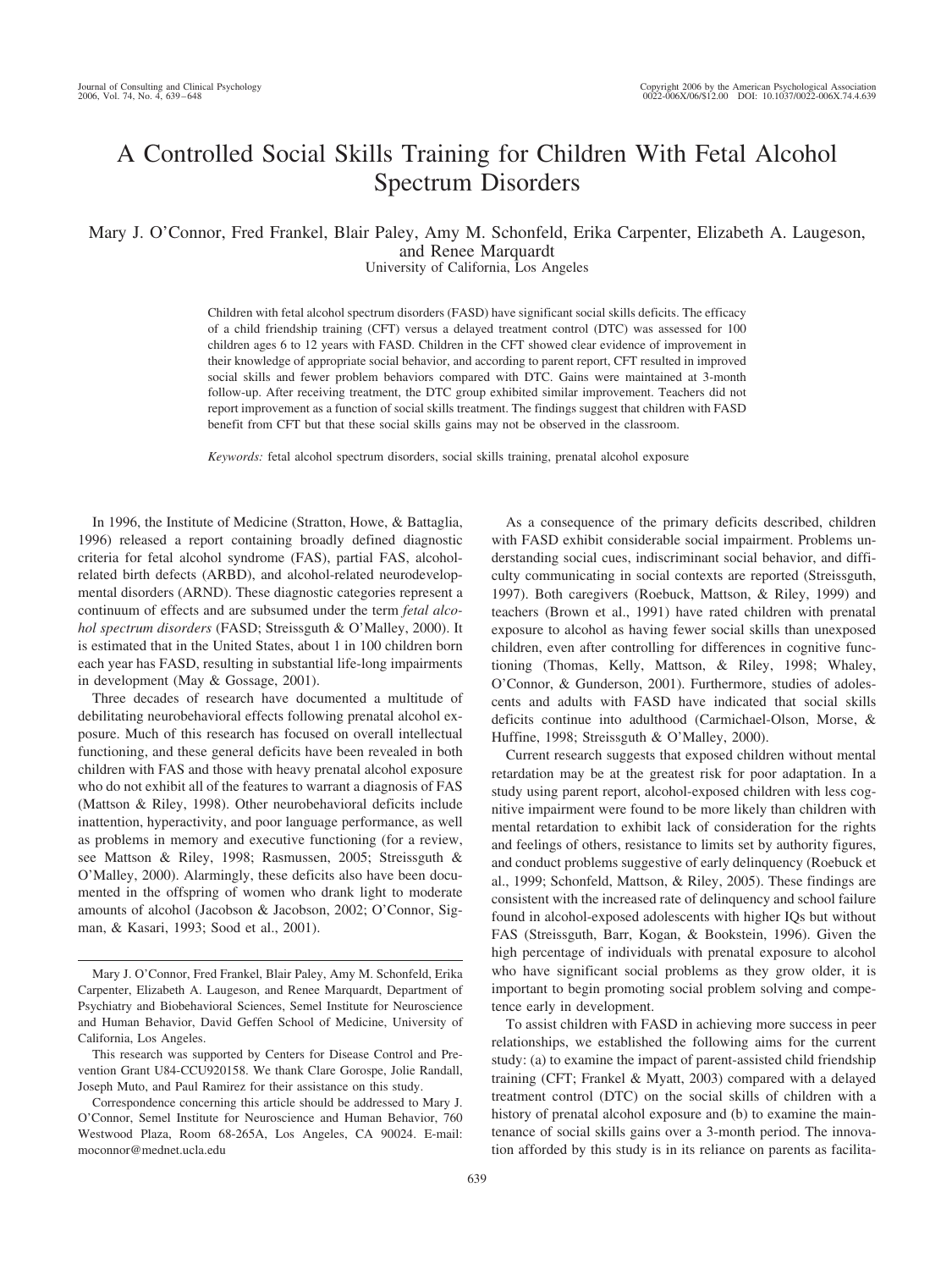# A Controlled Social Skills Training for Children With Fetal Alcohol Spectrum Disorders

Mary J. O'Connor, Fred Frankel, Blair Paley, Amy M. Schonfeld, Erika Carpenter, Elizabeth A. Laugeson, and Renee Marquardt

University of California, Los Angeles

Children with fetal alcohol spectrum disorders (FASD) have significant social skills deficits. The efficacy of a child friendship training (CFT) versus a delayed treatment control (DTC) was assessed for 100 children ages 6 to 12 years with FASD. Children in the CFT showed clear evidence of improvement in their knowledge of appropriate social behavior, and according to parent report, CFT resulted in improved social skills and fewer problem behaviors compared with DTC. Gains were maintained at 3-month follow-up. After receiving treatment, the DTC group exhibited similar improvement. Teachers did not report improvement as a function of social skills treatment. The findings suggest that children with FASD benefit from CFT but that these social skills gains may not be observed in the classroom.

*Keywords:* fetal alcohol spectrum disorders, social skills training, prenatal alcohol exposure

In 1996, the Institute of Medicine (Stratton, Howe, & Battaglia, 1996) released a report containing broadly defined diagnostic criteria for fetal alcohol syndrome (FAS), partial FAS, alcohol-related birth defects (ARBD), and alcohol-related neurodevelopmental disorders (ARND). These diagnostic categories represent a continuum of effects and are subsumed under the term *fetal alcohol spectrum disorders* (FASD; Streissguth & O'Malley, 2000). It is estimated that in the United States, about 1 in 100 children born each year has FASD, resulting in substantial life-long impairments in development (May & Gossage, 2001).

Three decades of research have documented a multitude of debilitating neurobehavioral effects following prenatal alcohol exposure. Much of this research has focused on overall intellectual functioning, and these general deficits have been revealed in both children with FAS and those with heavy prenatal alcohol exposure who do not exhibit all of the features to warrant a diagnosis of FAS (Mattson & Riley, 1998). Other neurobehavioral deficits include inattention, hyperactivity, and poor language performance, as well as problems in memory and executive functioning (for a review, see Mattson & Riley, 1998; Rasmussen, 2005; Streissguth & O'Malley, 2000). Alarmingly, these deficits also have been documented in the offspring of women who drank light to moderate amounts of alcohol (Jacobson & Jacobson, 2002; O'Connor, Sigman, & Kasari, 1993; Sood et al., 2001).

As a consequence of the primary deficits described, children with FASD exhibit considerable social impairment. Problems understanding social cues, indiscriminant social behavior, and difficulty communicating in social contexts are reported (Streissguth, 1997). Both caregivers (Roebuck, Mattson, & Riley, 1999) and teachers (Brown et al., 1991) have rated children with prenatal exposure to alcohol as having fewer social skills than unexposed children, even after controlling for differences in cognitive functioning (Thomas, Kelly, Mattson, & Riley, 1998; Whaley, O'Connor, & Gunderson, 2001). Furthermore, studies of adolescents and adults with FASD have indicated that social skills deficits continue into adulthood (Carmichael-Olson, Morse, & Huffine, 1998; Streissguth & O'Malley, 2000).

Current research suggests that exposed children without mental retardation may be at the greatest risk for poor adaptation. In a study using parent report, alcohol-exposed children with less cognitive impairment were found to be more likely than children with mental retardation to exhibit lack of consideration for the rights and feelings of others, resistance to limits set by authority figures, and conduct problems suggestive of early delinquency (Roebuck et al., 1999; Schonfeld, Mattson, & Riley, 2005). These findings are consistent with the increased rate of delinquency and school failure found in alcohol-exposed adolescents with higher IQs but without FAS (Streissguth, Barr, Kogan, & Bookstein, 1996). Given the high percentage of individuals with prenatal exposure to alcohol who have significant social problems as they grow older, it is important to begin promoting social problem solving and competence early in development.

To assist children with FASD in achieving more success in peer relationships, we established the following aims for the current study: (a) to examine the impact of parent-assisted child friendship training (CFT; Frankel & Myatt, 2003) compared with a delayed treatment control (DTC) on the social skills of children with a history of prenatal alcohol exposure and (b) to examine the maintenance of social skills gains over a 3-month period. The innovation afforded by this study is in its reliance on parents as facilita-

---

Mary J. O'Connor, Fred Frankel, Blair Paley, Amy M. Schonfeld, Erika Carpenter, Elizabeth A. Laugeson, and Renee Marquardt, Department of Psychiatry and Biobehavioral Sciences, Semel Institute for Neuroscience and Human Behavior, David Geffen School of Medicine, University of California, Los Angeles.

This research was supported by Centers for Disease Control and Prevention Grant U84-CCU920158. We thank Clare Gorospe, Jolie Randall, Joseph Muto, and Paul Ramirez for their assistance on this study.

Correspondence concerning this article should be addressed to Mary J. O'Connor, Semel Institute for Neuroscience and Human Behavior, 760 Westwood Plaza, Room 68-265A, Los Angeles, CA 90024. E-mail: moconnor@mednet.ucla.edu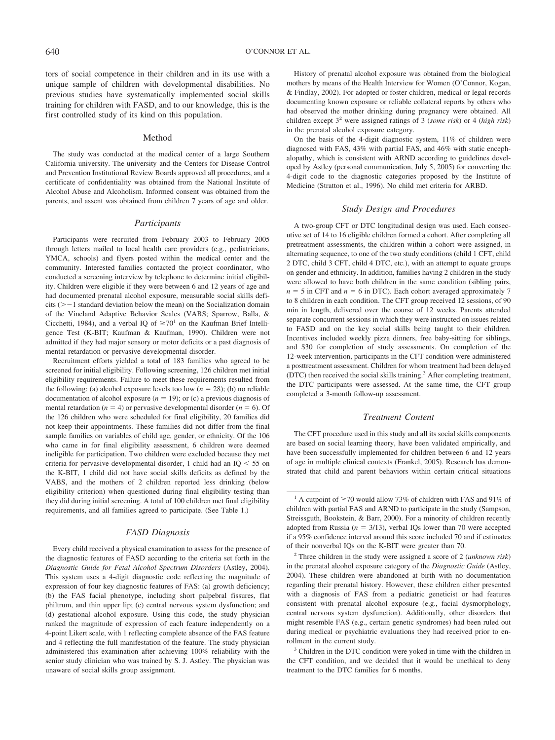tors of social competence in their children and in its use with a unique sample of children with developmental disabilities. No previous studies have systematically implemented social skills training for children with FASD, and to our knowledge, this is the first controlled study of its kind on this population.

## Method

The study was conducted at the medical center of a large Southern California university. The university and the Centers for Disease Control and Prevention Institutional Review Boards approved all procedures, and a certificate of confidentiality was obtained from the National Institute of Alcohol Abuse and Alcoholism. Informed consent was obtained from the parents, and assent was obtained from children 7 years of age and older.

### *Participants*

Participants were recruited from February 2003 to February 2005 through letters mailed to local health care providers (e.g., pediatricians, YMCA, schools) and flyers posted within the medical center and the community. Interested families contacted the project coordinator, who conducted a screening interview by telephone to determine initial eligibility. Children were eligible if they were between 6 and 12 years of age and had documented prenatal alcohol exposure, measurable social skills deficits ($>-1$ standard deviation below the mean) on the Socialization domain of the Vineland Adaptive Behavior Scales (VABS; Sparrow, Balla, & Cicchetti, 1984), and a verbal IQ of $\geq 70$[1] on the Kaufman Brief Intelligence Test (K-BIT; Kaufman & Kaufman, 1990). Children were not admitted if they had major sensory or motor deficits or a past diagnosis of mental retardation or pervasive developmental disorder.

Recruitment efforts yielded a total of 183 families who agreed to be screened for initial eligibility. Following screening, 126 children met initial eligibility requirements. Failure to meet these requirements resulted from the following: (a) alcohol exposure levels too low ($n = 28$); (b) no reliable documentation of alcohol exposure ($n = 19$); or (c) a previous diagnosis of mental retardation ($n = 4$) or pervasive developmental disorder ($n = 6$). Of the 126 children who were scheduled for final eligibility, 20 families did not keep their appointments. These families did not differ from the final sample families on variables of child age, gender, or ethnicity. Of the 106 who came in for final eligibility assessment, 6 children were deemed ineligible for participation. Two children were excluded because they met criteria for pervasive developmental disorder, 1 child had an IQ $< 55$ on the K-BIT, 1 child did not have social skills deficits as defined by the VABS, and the mothers of 2 children reported less drinking (below eligibility criterion) when questioned during final eligibility testing than they did during initial screening. A total of 100 children met final eligibility requirements, and all families agreed to participate. (See Table 1.)

### *FASD Diagnosis*

Every child received a physical examination to assess for the presence of the diagnostic features of FASD according to the criteria set forth in the *Diagnostic Guide for Fetal Alcohol Spectrum Disorders* (Astley, 2004). This system uses a 4-digit diagnostic code reflecting the magnitude of expression of four key diagnostic features of FAS: (a) growth deficiency; (b) the FAS facial phenotype, including short palpebral fissures, flat philtrum, and thin upper lip; (c) central nervous system dysfunction; and (d) gestational alcohol exposure. Using this code, the study physician ranked the magnitude of expression of each feature independently on a 4-point Likert scale, with 1 reflecting complete absence of the FAS feature and 4 reflecting the full manifestation of the feature. The study physician administered this examination after achieving 100% reliability with the senior study clinician who was trained by S. J. Astley. The physician was unaware of social skills group assignment.

History of prenatal alcohol exposure was obtained from the biological mothers by means of the Health Interview for Women (O'Connor, Kogan, & Findlay, 2002). For adopted or foster children, medical or legal records documenting known exposure or reliable collateral reports by others who had observed the mother drinking during pregnancy were obtained. All children except 3[2] were assigned ratings of 3 (*some risk*) or 4 (*high risk*) in the prenatal alcohol exposure category.

On the basis of the 4-digit diagnostic system, 11% of children were diagnosed with FAS, 43% with partial FAS, and 46% with static encephalopathy, which is consistent with ARND according to guidelines developed by Astley (personal communication, July 5, 2005) for converting the 4-digit code to the diagnostic categories proposed by the Institute of Medicine (Stratton et al., 1996). No child met criteria for ARBD.

### *Study Design and Procedures*

A two-group CFT or DTC longitudinal design was used. Each consecutive set of 14 to 16 eligible children formed a cohort. After completing all pretreatment assessments, the children within a cohort were assigned, in alternating sequence, to one of the two study conditions (child 1 CFT, child 2 DTC, child 3 CFT, child 4 DTC, etc.), with an attempt to equate groups on gender and ethnicity. In addition, families having 2 children in the study were allowed to have both children in the same condition (sibling pairs, $n = 5$ in CFT and $n = 6$ in DTC). Each cohort averaged approximately 7 to 8 children in each condition. The CFT group received 12 sessions, of 90 min in length, delivered over the course of 12 weeks. Parents attended separate concurrent sessions in which they were instructed on issues related to FASD and on the key social skills being taught to their children. Incentives included weekly pizza dinners, free baby-sitting for siblings, and $30 for completion of study assessments. On completion of the 12-week intervention, participants in the CFT condition were administered a posttreatment assessment. Children for whom treatment had been delayed (DTC) then received the social skills training.[3] After completing treatment, the DTC participants were assessed. At the same time, the CFT group completed a 3-month follow-up assessment.

### *Treatment Content*

The CFT procedure used in this study and all its social skills components are based on social learning theory, have been validated empirically, and have been successfully implemented for children between 6 and 12 years of age in multiple clinical contexts (Frankel, 2005). Research has demonstrated that child and parent behaviors within certain critical situations

---

[1] A cutpoint of $\geq 70$ would allow 73% of children with FAS and 91% of children with partial FAS and ARND to participate in the study (Sampson, Streissguth, Bookstein, & Barr, 2000). For a minority of children recently adopted from Russia ($n = 3/13$), verbal IQs lower than 70 were accepted if a 95% confidence interval around this score included 70 and if estimates of their nonverbal IQs on the K-BIT were greater than 70.

[2] Three children in the study were assigned a score of 2 (*unknown risk*) in the prenatal alcohol exposure category of the *Diagnostic Guide* (Astley, 2004). These children were abandoned at birth with no documentation regarding their prenatal history. However, these children either presented with a diagnosis of FAS from a pediatric geneticist or had features consistent with prenatal alcohol exposure (e.g., facial dysmorphology, central nervous system dysfunction). Additionally, other disorders that might resemble FAS (e.g., certain genetic syndromes) had been ruled out during medical or psychiatric evaluations they had received prior to enrollment in the current study.

[3] Children in the DTC condition were yoked in time with the children in the CFT condition, and we decided that it would be unethical to deny treatment to the DTC families for 6 months.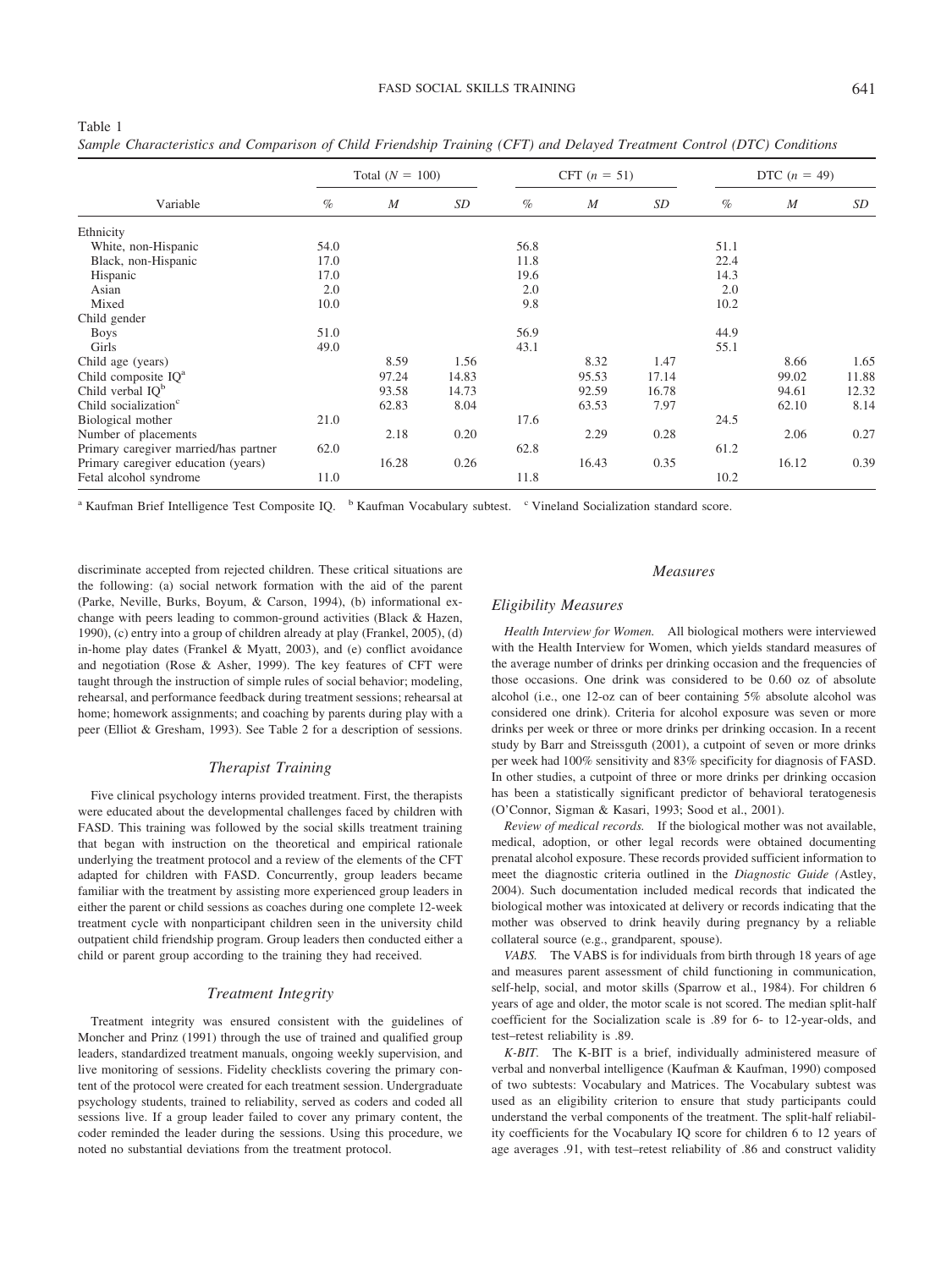Table 1
*Sample Characteristics and Comparison of Child Friendship Training (CFT) and Delayed Treatment Control (DTC) Conditions*

| Variable | Total ($N$ = 100) | | | CFT ($n$ = 51) | | | DTC ($n$ = 49) | | |
|---|---|---|---|---|---|---|---|---|---|
| | % | $M$ | $SD$ | % | $M$ | $SD$ | % | $M$ | $SD$ |
| Ethnicity | | | | | | | | | |
| White, non-Hispanic | 54.0 | | | 56.8 | | | 51.1 | | |
| Black, non-Hispanic | 17.0 | | | 11.8 | | | 22.4 | | |
| Hispanic | 17.0 | | | 19.6 | | | 14.3 | | |
| Asian | 2.0 | | | 2.0 | | | 2.0 | | |
| Mixed | 10.0 | | | 9.8 | | | 10.2 | | |
| Child gender | | | | | | | | | |
| Boys | 51.0 | | | 56.9 | | | 44.9 | | |
| Girls | 49.0 | | | 43.1 | | | 55.1 | | |
| Child age (years) | | 8.59 | 1.56 | | 8.32 | 1.47 | | 8.66 | 1.65 |
| Child composite IQ[a] | | 97.24 | 14.83 | | 95.53 | 17.14 | | 99.02 | 11.88 |
| Child verbal IQ[b] | | 93.58 | 14.73 | | 92.59 | 16.78 | | 94.61 | 12.32 |
| Child socialization[c] | | 62.83 | 8.04 | | 63.53 | 7.97 | | 62.10 | 8.14 |
| Biological mother | 21.0 | | | 17.6 | | | 24.5 | | |
| Number of placements | | 2.18 | 0.20 | | 2.29 | 0.28 | | 2.06 | 0.27 |
| Primary caregiver married/has partner | 62.0 | | | 62.8 | | | 61.2 | | |
| Primary caregiver education (years) | | 16.28 | 0.26 | | 16.43 | 0.35 | | 16.12 | 0.39 |
| Fetal alcohol syndrome | 11.0 | | | 11.8 | | | 10.2 | | |

[a] Kaufman Brief Intelligence Test Composite IQ. [b] Kaufman Vocabulary subtest. [c] Vineland Socialization standard score.

discriminate accepted from rejected children. These critical situations are the following: (a) social network formation with the aid of the parent (Parke, Neville, Burks, Boyum, & Carson, 1994), (b) informational exchange with peers leading to common-ground activities (Black & Hazen, 1990), (c) entry into a group of children already at play (Frankel, 2005), (d) in-home play dates (Frankel & Myatt, 2003), and (e) conflict avoidance and negotiation (Rose & Asher, 1999). The key features of CFT were taught through the instruction of simple rules of social behavior; modeling, rehearsal, and performance feedback during treatment sessions; rehearsal at home; homework assignments; and coaching by parents during play with a peer (Elliot & Gresham, 1993). See Table 2 for a description of sessions.

### *Therapist Training*

Five clinical psychology interns provided treatment. First, the therapists were educated about the developmental challenges faced by children with FASD. This training was followed by the social skills treatment training that began with instruction on the theoretical and empirical rationale underlying the treatment protocol and a review of the elements of the CFT adapted for children with FASD. Concurrently, group leaders became familiar with the treatment by assisting more experienced group leaders in either the parent or child sessions as coaches during one complete 12-week treatment cycle with nonparticipant children seen in the university child outpatient child friendship program. Group leaders then conducted either a child or parent group according to the training they had received.

### *Treatment Integrity*

Treatment integrity was ensured consistent with the guidelines of Moncher and Prinz (1991) through the use of trained and qualified group leaders, standardized treatment manuals, ongoing weekly supervision, and live monitoring of sessions. Fidelity checklists covering the primary content of the protocol were created for each treatment session. Undergraduate psychology students, trained to reliability, served as coders and coded all sessions live. If a group leader failed to cover any primary content, the coder reminded the leader during the sessions. Using this procedure, we noted no substantial deviations from the treatment protocol.

### *Measures*

#### *Eligibility Measures*

*Health Interview for Women.* All biological mothers were interviewed with the Health Interview for Women, which yields standard measures of the average number of drinks per drinking occasion and the frequencies of those occasions. One drink was considered to be 0.60 oz of absolute alcohol (i.e., one 12-oz can of beer containing 5% absolute alcohol was considered one drink). Criteria for alcohol exposure was seven or more drinks per week or three or more drinks per drinking occasion. In a recent study by Barr and Streissguth (2001), a cutpoint of seven or more drinks per week had 100% sensitivity and 83% specificity for diagnosis of FASD. In other studies, a cutpoint of three or more drinks per drinking occasion has been a statistically significant predictor of behavioral teratogenesis (O'Connor, Sigman & Kasari, 1993; Sood et al., 2001).

*Review of medical records.* If the biological mother was not available, medical, adoption, or other legal records were obtained documenting prenatal alcohol exposure. These records provided sufficient information to meet the diagnostic criteria outlined in the *Diagnostic Guide (*Astley, 2004). Such documentation included medical records that indicated the biological mother was intoxicated at delivery or records indicating that the mother was observed to drink heavily during pregnancy by a reliable collateral source (e.g., grandparent, spouse).

*VABS.* The VABS is for individuals from birth through 18 years of age and measures parent assessment of child functioning in communication, self-help, social, and motor skills (Sparrow et al., 1984). For children 6 years of age and older, the motor scale is not scored. The median split-half coefficient for the Socialization scale is .89 for 6- to 12-year-olds, and test–retest reliability is .89.

*K-BIT.* The K-BIT is a brief, individually administered measure of verbal and nonverbal intelligence (Kaufman & Kaufman, 1990) composed of two subtests: Vocabulary and Matrices. The Vocabulary subtest was used as an eligibility criterion to ensure that study participants could understand the verbal components of the treatment. The split-half reliability coefficients for the Vocabulary IQ score for children 6 to 12 years of age averages .91, with test–retest reliability of .86 and construct validity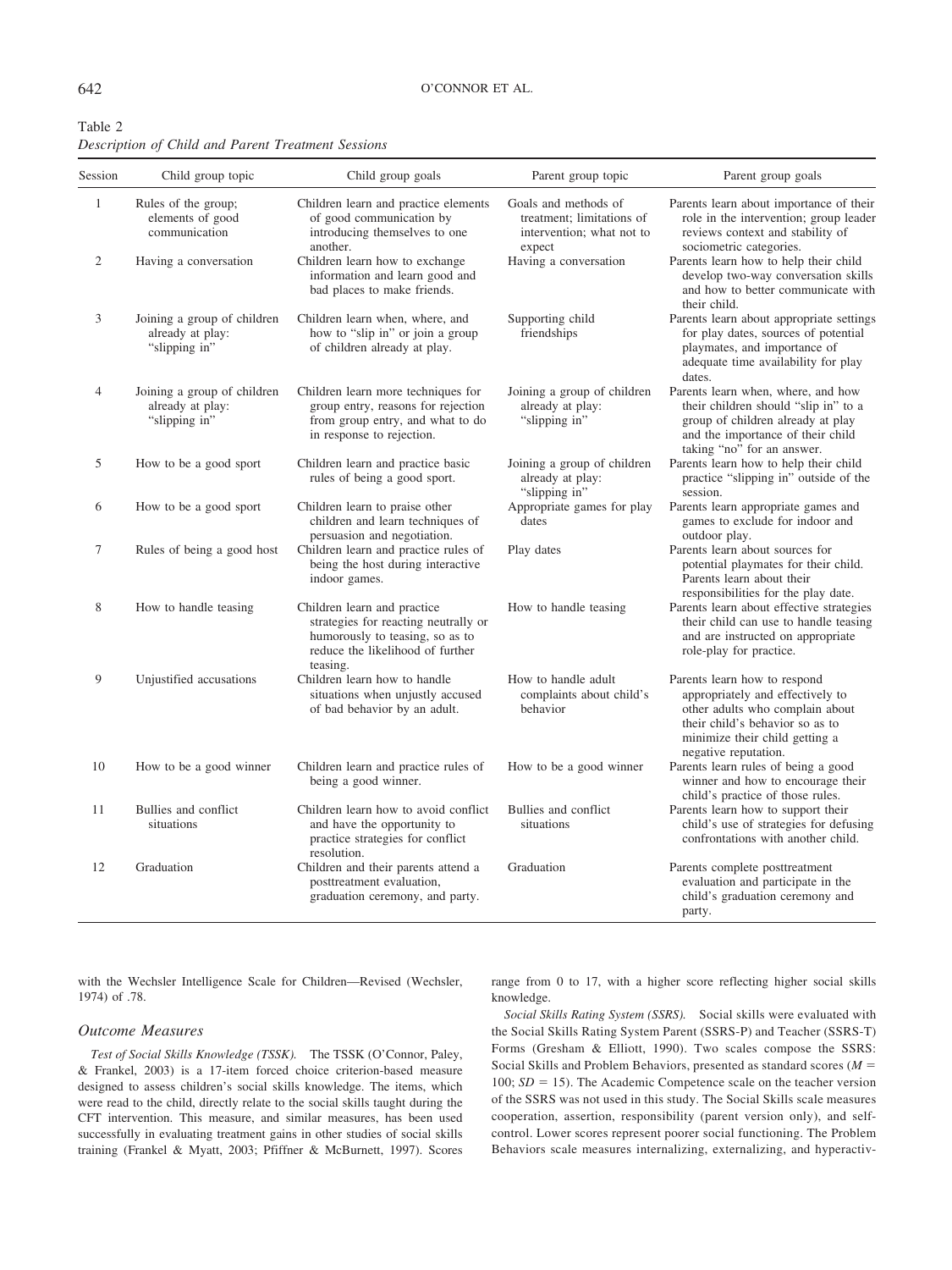Table 2
*Description of Child and Parent Treatment Sessions*

| Session | Child group topic | Child group goals | Parent group topic | Parent group goals |
|---|---|---|---|---|
| 1 | Rules of the group; elements of good communication | Children learn and practice elements of good communication by introducing themselves to one another. | Goals and methods of treatment; limitations of intervention; what not to expect | Parents learn about importance of their role in the intervention; group leader reviews context and stability of sociometric categories. |
| 2 | Having a conversation | Children learn how to exchange information and learn good and bad places to make friends. | Having a conversation | Parents learn how to help their child develop two-way conversation skills and how to better communicate with their child. |
| 3 | Joining a group of children already at play: "slipping in" | Children learn when, where, and how to "slip in" or join a group of children already at play. | Supporting child friendships | Parents learn about appropriate settings for play dates, sources of potential playmates, and importance of adequate time availability for play dates. |
| 4 | Joining a group of children already at play: "slipping in" | Children learn more techniques for group entry, reasons for rejection from group entry, and what to do in response to rejection. | Joining a group of children already at play: "slipping in" | Parents learn when, where, and how their children should "slip in" to a group of children already at play and the importance of their child taking "no" for an answer. |
| 5 | How to be a good sport | Children learn and practice basic rules of being a good sport. | Joining a group of children already at play: "slipping in" | Parents learn how to help their child practice "slipping in" outside of the session. |
| 6 | How to be a good sport | Children learn to praise other children and learn techniques of persuasion and negotiation. | Appropriate games for play dates | Parents learn appropriate games and games to exclude for indoor and outdoor play. |
| 7 | Rules of being a good host | Children learn and practice rules of being the host during interactive indoor games. | Play dates | Parents learn about sources for potential playmates for their child. Parents learn about their responsibilities for the play date. |
| 8 | How to handle teasing | Children learn and practice strategies for reacting neutrally or humorously to teasing, so as to reduce the likelihood of further teasing. | How to handle teasing | Parents learn about effective strategies their child can use to handle teasing and are instructed on appropriate role-play for practice. |
| 9 | Unjustified accusations | Children learn how to handle situations when unjustly accused of bad behavior by an adult. | How to handle adult complaints about child's behavior | Parents learn how to respond appropriately and effectively to other adults who complain about their child's behavior so as to minimize their child getting a negative reputation. |
| 10 | How to be a good winner | Children learn and practice rules of being a good winner. | How to be a good winner | Parents learn rules of being a good winner and how to encourage their child's practice of those rules. |
| 11 | Bullies and conflict situations | Children learn how to avoid conflict and have the opportunity to practice strategies for conflict resolution. | Bullies and conflict situations | Parents learn how to support their child's use of strategies for defusing confrontations with another child. |
| 12 | Graduation | Children and their parents attend a posttreatment evaluation, graduation ceremony, and party. | Graduation | Parents complete posttreatment evaluation and participate in the child's graduation ceremony and party. |

with the Wechsler Intelligence Scale for Children—Revised (Wechsler, 1974) of .78.

### Outcome Measures

*Test of Social Skills Knowledge (TSSK).* The TSSK (O'Connor, Paley, & Frankel, 2003) is a 17-item forced choice criterion-based measure designed to assess children's social skills knowledge. The items, which were read to the child, directly relate to the social skills taught during the CFT intervention. This measure, and similar measures, has been used successfully in evaluating treatment gains in other studies of social skills training (Frankel & Myatt, 2003; Pfiffner & McBurnett, 1997). Scores range from 0 to 17, with a higher score reflecting higher social skills knowledge.

*Social Skills Rating System (SSRS).* Social skills were evaluated with the Social Skills Rating System Parent (SSRS-P) and Teacher (SSRS-T) Forms (Gresham & Elliott, 1990). Two scales compose the SSRS: Social Skills and Problem Behaviors, presented as standard scores ($M = 100$; $SD = 15$). The Academic Competence scale on the teacher version of the SSRS was not used in this study. The Social Skills scale measures cooperation, assertion, responsibility (parent version only), and self-control. Lower scores represent poorer social functioning. The Problem Behaviors scale measures internalizing, externalizing, and hyperactiv-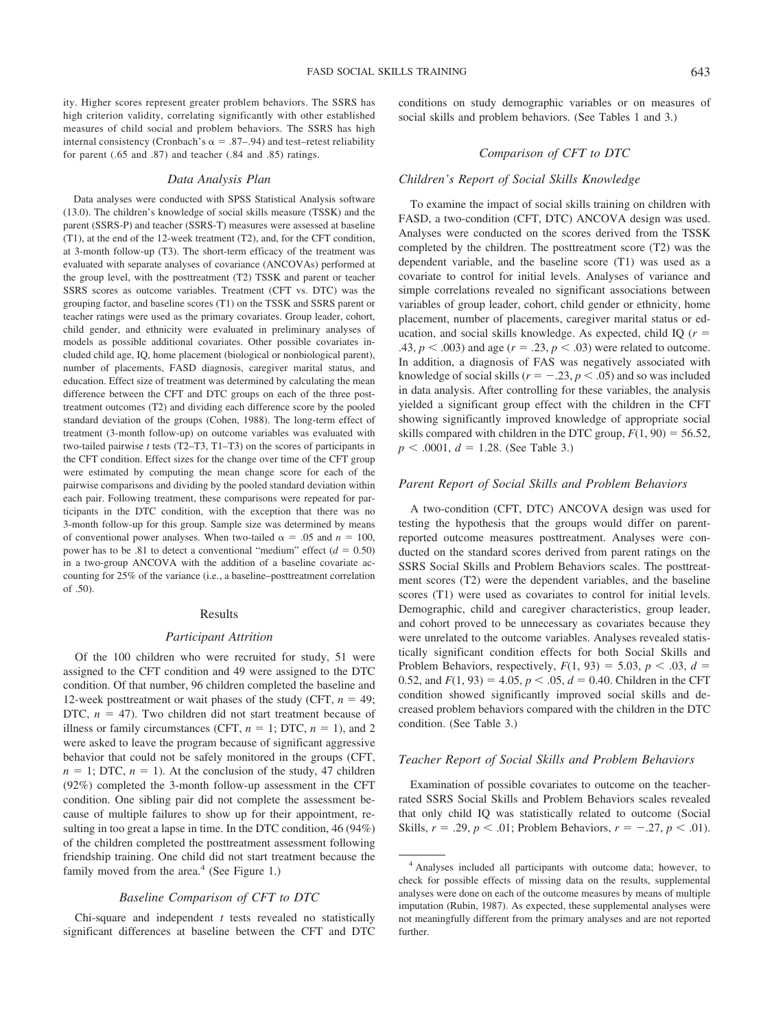ity. Higher scores represent greater problem behaviors. The SSRS has high criterion validity, correlating significantly with other established measures of child social and problem behaviors. The SSRS has high internal consistency (Cronbach's $\alpha = .87–.94$) and test–retest reliability for parent (.65 and .87) and teacher (.84 and .85) ratings.

### *Data Analysis Plan*

Data analyses were conducted with SPSS Statistical Analysis software (13.0). The children's knowledge of social skills measure (TSSK) and the parent (SSRS-P) and teacher (SSRS-T) measures were assessed at baseline (T1), at the end of the 12-week treatment (T2), and, for the CFT condition, at 3-month follow-up (T3). The short-term efficacy of the treatment was evaluated with separate analyses of covariance (ANCOVAs) performed at the group level, with the posttreatment (T2) TSSK and parent or teacher SSRS scores as outcome variables. Treatment (CFT vs. DTC) was the grouping factor, and baseline scores (T1) on the TSSK and SSRS parent or teacher ratings were used as the primary covariates. Group leader, cohort, child gender, and ethnicity were evaluated in preliminary analyses of models as possible additional covariates. Other possible covariates included child age, IQ, home placement (biological or nonbiological parent), number of placements, FASD diagnosis, caregiver marital status, and education. Effect size of treatment was determined by calculating the mean difference between the CFT and DTC groups on each of the three posttreatment outcomes (T2) and dividing each difference score by the pooled standard deviation of the groups (Cohen, 1988). The long-term effect of treatment (3-month follow-up) on outcome variables was evaluated with two-tailed pairwise *t* tests (T2–T3, T1–T3) on the scores of participants in the CFT condition. Effect sizes for the change over time of the CFT group were estimated by computing the mean change score for each of the pairwise comparisons and dividing by the pooled standard deviation within each pair. Following treatment, these comparisons were repeated for participants in the DTC condition, with the exception that there was no 3-month follow-up for this group. Sample size was determined by means of conventional power analyses. When two-tailed $\alpha = .05$ and $n = 100$, power has to be .81 to detect a conventional "medium" effect ($d = 0.50$) in a two-group ANCOVA with the addition of a baseline covariate accounting for 25% of the variance (i.e., a baseline–posttreatment correlation of .50).

## Results

### *Participant Attrition*

Of the 100 children who were recruited for study, 51 were assigned to the CFT condition and 49 were assigned to the DTC condition. Of that number, 96 children completed the baseline and 12-week posttreatment or wait phases of the study (CFT, $n = 49$; DTC, $n = 47$). Two children did not start treatment because of illness or family circumstances (CFT, $n = 1$; DTC, $n = 1$), and 2 were asked to leave the program because of significant aggressive behavior that could not be safely monitored in the groups (CFT, $n = 1$; DTC, $n = 1$). At the conclusion of the study, 47 children (92%) completed the 3-month follow-up assessment in the CFT condition. One sibling pair did not complete the assessment because of multiple failures to show up for their appointment, resulting in too great a lapse in time. In the DTC condition, 46 (94%) of the children completed the posttreatment assessment following friendship training. One child did not start treatment because the family moved from the area.[4] (See Figure 1.)

### *Baseline Comparison of CFT to DTC*

Chi-square and independent *t* tests revealed no statistically significant differences at baseline between the CFT and DTC conditions on study demographic variables or on measures of social skills and problem behaviors. (See Tables 1 and 3.)

### *Comparison of CFT to DTC*

### *Children's Report of Social Skills Knowledge*

To examine the impact of social skills training on children with FASD, a two-condition (CFT, DTC) ANCOVA design was used. Analyses were conducted on the scores derived from the TSSK completed by the children. The posttreatment score (T2) was the dependent variable, and the baseline score (T1) was used as a covariate to control for initial levels. Analyses of variance and simple correlations revealed no significant associations between variables of group leader, cohort, child gender or ethnicity, home placement, number of placements, caregiver marital status or education, and social skills knowledge. As expected, child IQ ($r = .43$, $p < .003$) and age ($r = .23$, $p < .03$) were related to outcome. In addition, a diagnosis of FAS was negatively associated with knowledge of social skills ($r = -.23$, $p < .05$) and so was included in data analysis. After controlling for these variables, the analysis yielded a significant group effect with the children in the CFT showing significantly improved knowledge of appropriate social skills compared with children in the DTC group, $F(1, 90) = 56.52$, $p < .0001$, $d = 1.28$. (See Table 3.)

### *Parent Report of Social Skills and Problem Behaviors*

A two-condition (CFT, DTC) ANCOVA design was used for testing the hypothesis that the groups would differ on parent-reported outcome measures posttreatment. Analyses were conducted on the standard scores derived from parent ratings on the SSRS Social Skills and Problem Behaviors scales. The posttreatment scores (T2) were the dependent variables, and the baseline scores (T1) were used as covariates to control for initial levels. Demographic, child and caregiver characteristics, group leader, and cohort proved to be unnecessary as covariates because they were unrelated to the outcome variables. Analyses revealed statistically significant condition effects for both Social Skills and Problem Behaviors, respectively, $F(1, 93) = 5.03$, $p < .03$, $d = 0.52$, and $F(1, 93) = 4.05$, $p < .05$, $d = 0.40$. Children in the CFT condition showed significantly improved social skills and decreased problem behaviors compared with the children in the DTC condition. (See Table 3.)

### *Teacher Report of Social Skills and Problem Behaviors*

Examination of possible covariates to outcome on the teacher-rated SSRS Social Skills and Problem Behaviors scales revealed that only child IQ was statistically related to outcome (Social Skills, $r = .29$, $p < .01$; Problem Behaviors, $r = -.27$, $p < .01$).

[4] Analyses included all participants with outcome data; however, to check for possible effects of missing data on the results, supplemental analyses were done on each of the outcome measures by means of multiple imputation (Rubin, 1987). As expected, these supplemental analyses were not meaningfully different from the primary analyses and are not reported further.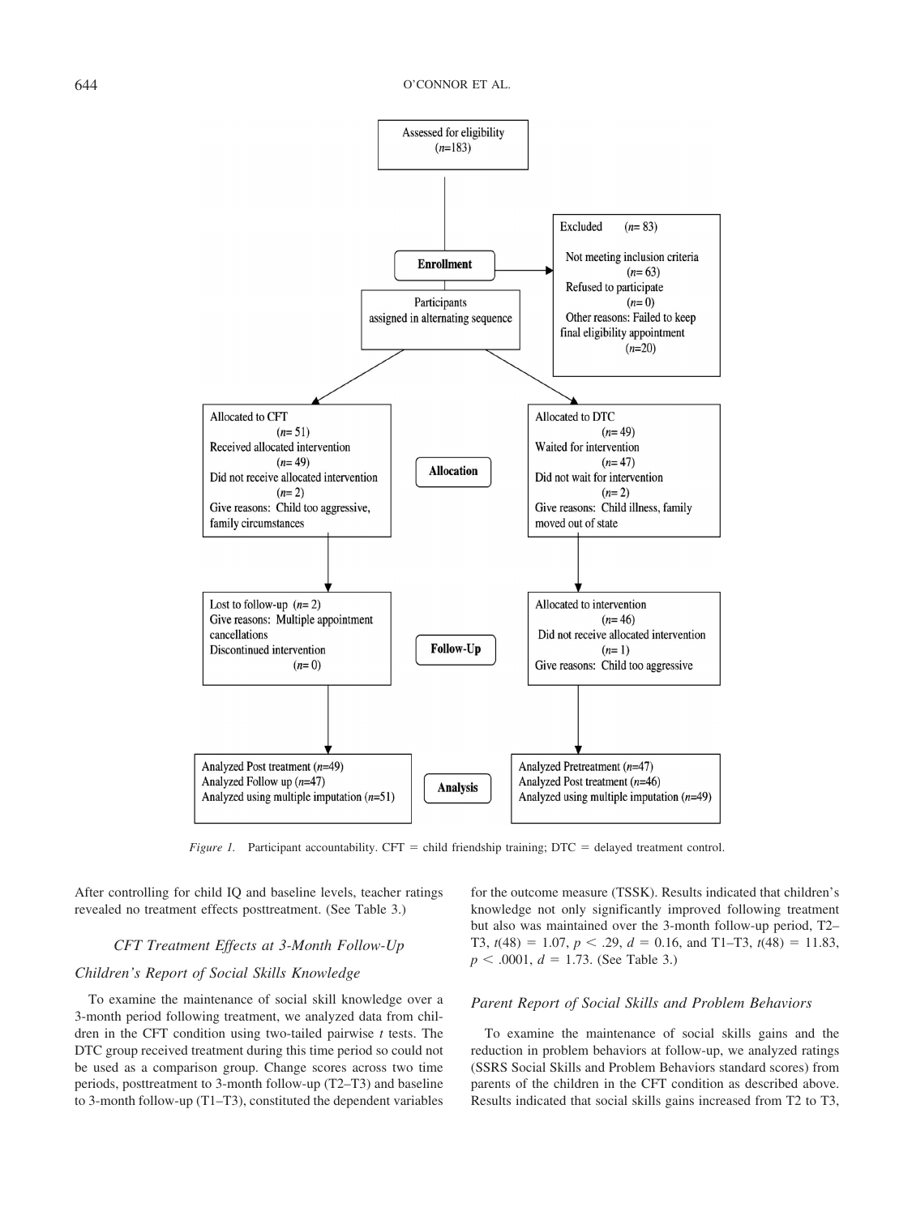Assessed for eligibility
($n$=183)

**Enrollment**

Excluded ($n$= 83)

Not meeting inclusion criteria
($n$= 63)
Refused to participate
($n$= 0)
Other reasons: Failed to keep final eligibility appointment
($n$=20)

Participants assigned in alternating sequence

**Allocation**

Allocated to CFT
($n$= 51)
Received allocated intervention
($n$= 49)
Did not receive allocated intervention
($n$= 2)
Give reasons: Child too aggressive, family circumstances

Allocated to DTC
($n$= 49)
Waited for intervention
($n$= 47)
Did not wait for intervention
($n$= 2)
Give reasons: Child illness, family moved out of state

**Follow-Up**

Lost to follow-up ($n$= 2)
Give reasons: Multiple appointment cancellations
Discontinued intervention
($n$= 0)

Allocated to intervention
($n$= 46)
Did not receive allocated intervention
($n$= 1)
Give reasons: Child too aggressive

**Analysis**

Analyzed Post treatment ($n$=49)
Analyzed Follow up ($n$=47)
Analyzed using multiple imputation ($n$=51)

Analyzed Pretreatment ($n$=47)
Analyzed Post treatment ($n$=46)
Analyzed using multiple imputation ($n$=49)

*Figure 1.* Participant accountability. CFT = child friendship training; DTC = delayed treatment control.

After controlling for child IQ and baseline levels, teacher ratings revealed no treatment effects posttreatment. (See Table 3.)

### *CFT Treatment Effects at 3-Month Follow-Up*

#### *Children's Report of Social Skills Knowledge*

To examine the maintenance of social skill knowledge over a 3-month period following treatment, we analyzed data from children in the CFT condition using two-tailed pairwise $t$ tests. The DTC group received treatment during this time period so could not be used as a comparison group. Change scores across two time periods, posttreatment to 3-month follow-up (T2–T3) and baseline to 3-month follow-up (T1–T3), constituted the dependent variables for the outcome measure (TSSK). Results indicated that children's knowledge not only significantly improved following treatment but also was maintained over the 3-month follow-up period, T2–T3, $t(48) = 1.07$, $p < .29$, $d = 0.16$, and T1–T3, $t(48) = 11.83$, $p < .0001$, $d = 1.73$. (See Table 3.)

#### *Parent Report of Social Skills and Problem Behaviors*

To examine the maintenance of social skills gains and the reduction in problem behaviors at follow-up, we analyzed ratings (SSRS Social Skills and Problem Behaviors standard scores) from parents of the children in the CFT condition as described above. Results indicated that social skills gains increased from T2 to T3,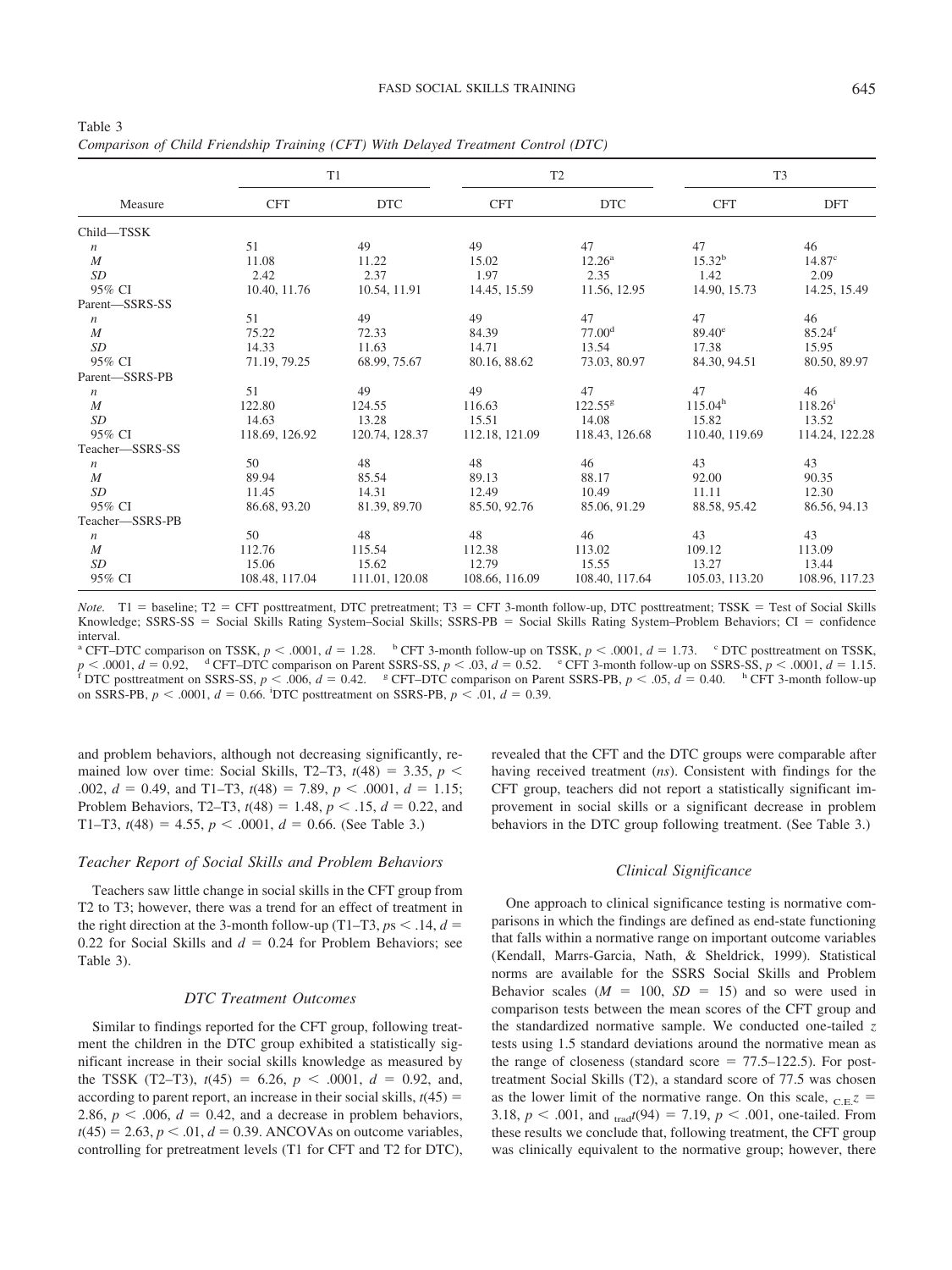Table 3
*Comparison of Child Friendship Training (CFT) With Delayed Treatment Control (DTC)*

| Measure | T1 | | T2 | | T3 | |
|---|---|---|---|---|---|---|
| | CFT | DTC | CFT | DTC | CFT | DFT |
| Child—TSSK | | | | | | |
| $n$ | 51 | 49 | 49 | 47 | 47 | 46 |
| $M$ | 11.08 | 11.22 | 15.02 | 12.26[a] | 15.32[b] | 14.87[c] |
| $SD$ | 2.42 | 2.37 | 1.97 | 2.35 | 1.42 | 2.09 |
| 95% CI | 10.40, 11.76 | 10.54, 11.91 | 14.45, 15.59 | 11.56, 12.95 | 14.90, 15.73 | 14.25, 15.49 |
| Parent—SSRS-SS | | | | | | |
| $n$ | 51 | 49 | 49 | 47 | 47 | 46 |
| $M$ | 75.22 | 72.33 | 84.39 | 77.00[d] | 89.40[e] | 85.24[f] |
| $SD$ | 14.33 | 11.63 | 14.71 | 13.54 | 17.38 | 15.95 |
| 95% CI | 71.19, 79.25 | 68.99, 75.67 | 80.16, 88.62 | 73.03, 80.97 | 84.30, 94.51 | 80.50, 89.97 |
| Parent—SSRS-PB | | | | | | |
| $n$ | 51 | 49 | 49 | 47 | 47 | 46 |
| $M$ | 122.80 | 124.55 | 116.63 | 122.55[g] | 115.04[h] | 118.26[i] |
| $SD$ | 14.63 | 13.28 | 15.51 | 14.08 | 15.82 | 13.52 |
| 95% CI | 118.69, 126.92 | 120.74, 128.37 | 112.18, 121.09 | 118.43, 126.68 | 110.40, 119.69 | 114.24, 122.28 |
| Teacher—SSRS-SS | | | | | | |
| $n$ | 50 | 48 | 48 | 46 | 43 | 43 |
| $M$ | 89.94 | 85.54 | 89.13 | 88.17 | 92.00 | 90.35 |
| $SD$ | 11.45 | 14.31 | 12.49 | 10.49 | 11.11 | 12.30 |
| 95% CI | 86.68, 93.20 | 81.39, 89.70 | 85.50, 92.76 | 85.06, 91.29 | 88.58, 95.42 | 86.56, 94.13 |
| Teacher—SSRS-PB | | | | | | |
| $n$ | 50 | 48 | 48 | 46 | 43 | 43 |
| $M$ | 112.76 | 115.54 | 112.38 | 113.02 | 109.12 | 113.09 |
| $SD$ | 15.06 | 15.62 | 12.79 | 15.55 | 13.27 | 13.44 |
| 95% CI | 108.48, 117.04 | 111.01, 120.08 | 108.66, 116.09 | 108.40, 117.64 | 105.03, 113.20 | 108.96, 117.23 |

*Note.* T1 = baseline; T2 = CFT posttreatment, DTC pretreatment; T3 = CFT 3-month follow-up, DTC posttreatment; TSSK = Test of Social Skills Knowledge; SSRS-SS = Social Skills Rating System–Social Skills; SSRS-PB = Social Skills Rating System–Problem Behaviors; CI = confidence interval.
[a] CFT–DTC comparison on TSSK, $p < .0001$, $d = 1.28$. [b] CFT 3-month follow-up on TSSK, $p < .0001$, $d = 1.73$. [c] DTC posttreatment on TSSK, $p < .0001$, $d = 0.92$. [d] CFT–DTC comparison on Parent SSRS-SS, $p < .03$, $d = 0.52$. [e] CFT 3-month follow-up on SSRS-SS, $p < .0001$, $d = 1.15$. [f] DTC posttreatment on SSRS-SS, $p < .006$, $d = 0.42$. [g] CFT–DTC comparison on Parent SSRS-PB, $p < .05$, $d = 0.40$. [h] CFT 3-month follow-up on SSRS-PB, $p < .0001$, $d = 0.66$. [i] DTC posttreatment on SSRS-PB, $p < .01$, $d = 0.39$.

and problem behaviors, although not decreasing significantly, remained low over time: Social Skills, T2–T3, $t(48) = 3.35$, $p < .002$, $d = 0.49$, and T1–T3, $t(48) = 7.89$, $p < .0001$, $d = 1.15$; Problem Behaviors, T2–T3, $t(48) = 1.48$, $p < .15$, $d = 0.22$, and T1–T3, $t(48) = 4.55$, $p < .0001$, $d = 0.66$. (See Table 3.)

### *Teacher Report of Social Skills and Problem Behaviors*

Teachers saw little change in social skills in the CFT group from T2 to T3; however, there was a trend for an effect of treatment in the right direction at the 3-month follow-up (T1–T3, $ps < .14$, $d = 0.22$ for Social Skills and $d = 0.24$ for Problem Behaviors; see Table 3).

### *DTC Treatment Outcomes*

Similar to findings reported for the CFT group, following treatment the children in the DTC group exhibited a statistically significant increase in their social skills knowledge as measured by the TSSK (T2–T3), $t(45) = 6.26$, $p < .0001$, $d = 0.92$, and, according to parent report, an increase in their social skills, $t(45) = 2.86$, $p < .006$, $d = 0.42$, and a decrease in problem behaviors, $t(45) = 2.63$, $p < .01$, $d = 0.39$. ANCOVAs on outcome variables, controlling for pretreatment levels (T1 for CFT and T2 for DTC), revealed that the CFT and the DTC groups were comparable after having received treatment (*ns*). Consistent with findings for the CFT group, teachers did not report a statistically significant improvement in social skills or a significant decrease in problem behaviors in the DTC group following treatment. (See Table 3.)

### *Clinical Significance*

One approach to clinical significance testing is normative comparisons in which the findings are defined as end-state functioning that falls within a normative range on important outcome variables (Kendall, Marrs-Garcia, Nath, & Sheldrick, 1999). Statistical norms are available for the SSRS Social Skills and Problem Behavior scales ($M = 100$, $SD = 15$) and so were used in comparison tests between the mean scores of the CFT group and the standardized normative sample. We conducted one-tailed $z$ tests using 1.5 standard deviations around the normative mean as the range of closeness (standard score = 77.5–122.5). For posttreatment Social Skills (T2), a standard score of 77.5 was chosen as the lower limit of the normative range. On this scale, ${}_{\text{C.E.}}z = 3.18$, $p < .001$, and ${}_{\text{trad}}t(94) = 7.19$, $p < .001$, one-tailed. From these results we conclude that, following treatment, the CFT group was clinically equivalent to the normative group; however, there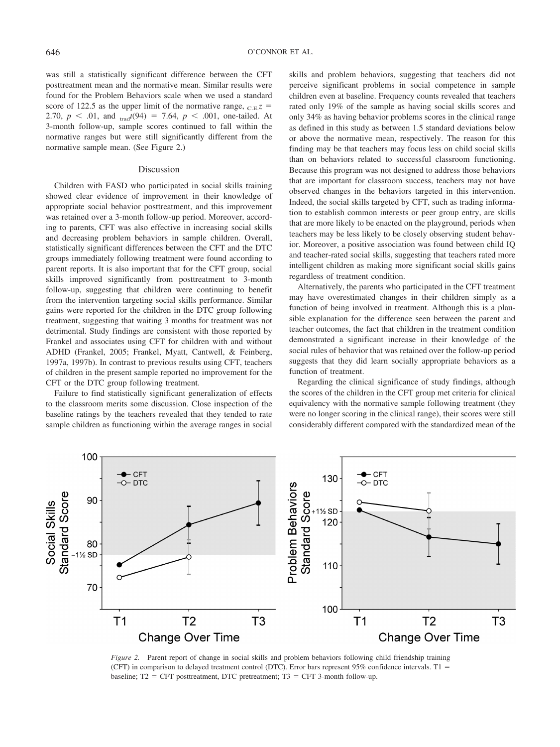was still a statistically significant difference between the CFT posttreatment mean and the normative mean. Similar results were found for the Problem Behaviors scale when we used a standard score of 122.5 as the upper limit of the normative range, ${}_{\text{C.E.}}z$ = 2.70, $p < .01$, and ${}_{\text{trad}}t(94) = 7.64$, $p < .001$, one-tailed. At 3-month follow-up, sample scores continued to fall within the normative ranges but were still significantly different from the normative sample mean. (See Figure 2.)

## Discussion

Children with FASD who participated in social skills training showed clear evidence of improvement in their knowledge of appropriate social behavior posttreatment, and this improvement was retained over a 3-month follow-up period. Moreover, according to parents, CFT was also effective in increasing social skills and decreasing problem behaviors in sample children. Overall, statistically significant differences between the CFT and the DTC groups immediately following treatment were found according to parent reports. It is also important that for the CFT group, social skills improved significantly from posttreatment to 3-month follow-up, suggesting that children were continuing to benefit from the intervention targeting social skills performance. Similar gains were reported for the children in the DTC group following treatment, suggesting that waiting 3 months for treatment was not detrimental. Study findings are consistent with those reported by Frankel and associates using CFT for children with and without ADHD (Frankel, 2005; Frankel, Myatt, Cantwell, & Feinberg, 1997a, 1997b). In contrast to previous results using CFT, teachers of children in the present sample reported no improvement for the CFT or the DTC group following treatment.

Failure to find statistically significant generalization of effects to the classroom merits some discussion. Close inspection of the baseline ratings by the teachers revealed that they tended to rate sample children as functioning within the average ranges in social skills and problem behaviors, suggesting that teachers did not perceive significant problems in social competence in sample children even at baseline. Frequency counts revealed that teachers rated only 19% of the sample as having social skills scores and only 34% as having behavior problems scores in the clinical range as defined in this study as between 1.5 standard deviations below or above the normative mean, respectively. The reason for this finding may be that teachers may focus less on child social skills than on behaviors related to successful classroom functioning. Because this program was not designed to address those behaviors that are important for classroom success, teachers may not have observed changes in the behaviors targeted in this intervention. Indeed, the social skills targeted by CFT, such as trading information to establish common interests or peer group entry, are skills that are more likely to be enacted on the playground, periods when teachers may be less likely to be closely observing student behavior. Moreover, a positive association was found between child IQ and teacher-rated social skills, suggesting that teachers rated more intelligent children as making more significant social skills gains regardless of treatment condition.

Alternatively, the parents who participated in the CFT treatment may have overestimated changes in their children simply as a function of being involved in treatment. Although this is a plausible explanation for the difference seen between the parent and teacher outcomes, the fact that children in the treatment condition demonstrated a significant increase in their knowledge of the social rules of behavior that was retained over the follow-up period suggests that they did learn socially appropriate behaviors as a function of treatment.

Regarding the clinical significance of study findings, although the scores of the children in the CFT group met criteria for clinical equivalency with the normative sample following treatment (they were no longer scoring in the clinical range), their scores were still considerably different compared with the standardized mean of the

*Figure 2.* Parent report of change in social skills and problem behaviors following child friendship training (CFT) in comparison to delayed treatment control (DTC). Error bars represent 95% confidence intervals. T1 = baseline; T2 = CFT posttreatment, DTC pretreatment; T3 = CFT 3-month follow-up.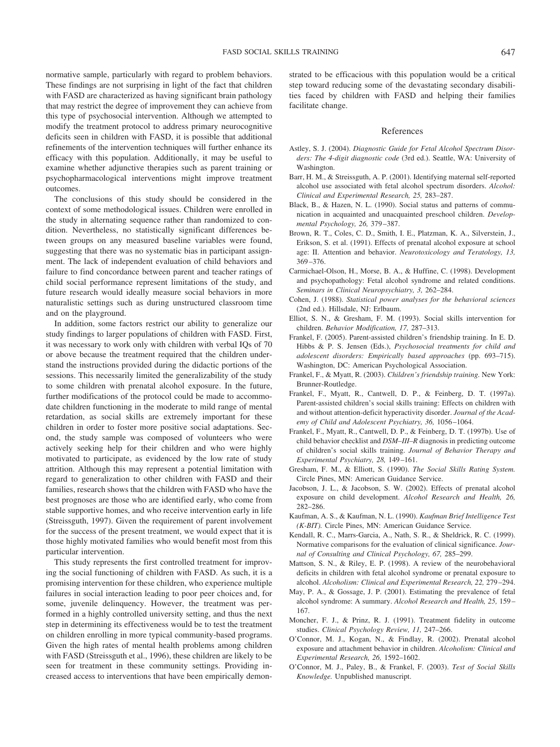normative sample, particularly with regard to problem behaviors. These findings are not surprising in light of the fact that children with FASD are characterized as having significant brain pathology that may restrict the degree of improvement they can achieve from this type of psychosocial intervention. Although we attempted to modify the treatment protocol to address primary neurocognitive deficits seen in children with FASD, it is possible that additional refinements of the intervention techniques will further enhance its efficacy with this population. Additionally, it may be useful to examine whether adjunctive therapies such as parent training or psychopharmacological interventions might improve treatment outcomes.

The conclusions of this study should be considered in the context of some methodological issues. Children were enrolled in the study in alternating sequence rather than randomized to condition. Nevertheless, no statistically significant differences between groups on any measured baseline variables were found, suggesting that there was no systematic bias in participant assignment. The lack of independent evaluation of child behaviors and failure to find concordance between parent and teacher ratings of child social performance represent limitations of the study, and future research would ideally measure social behaviors in more naturalistic settings such as during unstructured classroom time and on the playground.

In addition, some factors restrict our ability to generalize our study findings to larger populations of children with FASD. First, it was necessary to work only with children with verbal IQs of 70 or above because the treatment required that the children understand the instructions provided during the didactic portions of the sessions. This necessarily limited the generalizability of the study to some children with prenatal alcohol exposure. In the future, further modifications of the protocol could be made to accommodate children functioning in the moderate to mild range of mental retardation, as social skills are extremely important for these children in order to foster more positive social adaptations. Second, the study sample was composed of volunteers who were actively seeking help for their children and who were highly motivated to participate, as evidenced by the low rate of study attrition. Although this may represent a potential limitation with regard to generalization to other children with FASD and their families, research shows that the children with FASD who have the best prognoses are those who are identified early, who come from stable supportive homes, and who receive intervention early in life (Streissguth, 1997). Given the requirement of parent involvement for the success of the present treatment, we would expect that it is those highly motivated families who would benefit most from this particular intervention.

This study represents the first controlled treatment for improving the social functioning of children with FASD. As such, it is a promising intervention for these children, who experience multiple failures in social interaction leading to poor peer choices and, for some, juvenile delinquency. However, the treatment was performed in a highly controlled university setting, and thus the next step in determining its effectiveness would be to test the treatment on children enrolling in more typical community-based programs. Given the high rates of mental health problems among children with FASD (Streissguth et al., 1996), these children are likely to be seen for treatment in these community settings. Providing increased access to interventions that have been empirically demonstrated to be efficacious with this population would be a critical step toward reducing some of the devastating secondary disabilities faced by children with FASD and helping their families facilitate change.

## References

Astley, S. J. (2004). *Diagnostic Guide for Fetal Alcohol Spectrum Disorders: The 4-digit diagnostic code* (3rd ed.). Seattle, WA: University of Washington.

Barr, H. M., & Streissguth, A. P. (2001). Identifying maternal self-reported alcohol use associated with fetal alcohol spectrum disorders. *Alcohol: Clinical and Experimental Research, 25,* 283–287.

Black, B., & Hazen, N. L. (1990). Social status and patterns of communication in acquainted and unacquainted preschool children. *Developmental Psychology, 26,* 379–387.

Brown, R. T., Coles, C. D., Smith, I. E., Platzman, K. A., Silverstein, J., Erikson, S. et al. (1991). Effects of prenatal alcohol exposure at school age: II. Attention and behavior. *Neurotoxicology and Teratology, 13,* 369–376.

Carmichael-Olson, H., Morse, B. A., & Huffine, C. (1998). Development and psychopathology: Fetal alcohol syndrome and related conditions. *Seminars in Clinical Neuropsychiatry, 3,* 262–284.

Cohen, J. (1988). *Statistical power analyses for the behavioral sciences* (2nd ed.). Hillsdale, NJ: Erlbaum.

Elliot, S. N., & Gresham, F. M. (1993). Social skills intervention for children. *Behavior Modification, 17,* 287–313.

Frankel, F. (2005). Parent-assisted children's friendship training. In E. D. Hibbs & P. S. Jensen (Eds.), *Psychosocial treatments for child and adolescent disorders: Empirically based approaches* (pp. 693–715). Washington, DC: American Psychological Association.

Frankel, F., & Myatt, R. (2003). *Children's friendship training.* New York: Brunner-Routledge.

Frankel, F., Myatt, R., Cantwell, D. P., & Feinberg, D. T. (1997a). Parent-assisted children's social skills training: Effects on children with and without attention-deficit hyperactivity disorder. *Journal of the Academy of Child and Adolescent Psychiatry, 36,* 1056–1064.

Frankel, F., Myatt, R., Cantwell, D. P., & Feinberg, D. T. (1997b). Use of child behavior checklist and *DSM–III–R* diagnosis in predicting outcome of children's social skills training. *Journal of Behavior Therapy and Experimental Psychiatry, 28,* 149–161.

Gresham, F. M., & Elliott, S. (1990). *The Social Skills Rating System.* Circle Pines, MN: American Guidance Service.

Jacobson, J. L., & Jacobson, S. W. (2002). Effects of prenatal alcohol exposure on child development. *Alcohol Research and Health, 26,* 282–286.

Kaufman, A. S., & Kaufman, N. L. (1990). *Kaufman Brief Intelligence Test (K-BIT).* Circle Pines, MN: American Guidance Service.

Kendall, R. C., Marrs-Garcia, A., Nath, S. R., & Sheldrick, R. C. (1999). Normative comparisons for the evaluation of clinical significance. *Journal of Consulting and Clinical Psychology, 67,* 285–299.

Mattson, S. N., & Riley, E. P. (1998). A review of the neurobehavioral deficits in children with fetal alcohol syndrome or prenatal exposure to alcohol. *Alcoholism: Clinical and Experimental Research, 22,* 279–294.

May, P. A., & Gossage, J. P. (2001). Estimating the prevalence of fetal alcohol syndrome: A summary. *Alcohol Research and Health, 25,* 159–167.

Moncher, F. J., & Prinz, R. J. (1991). Treatment fidelity in outcome studies. *Clinical Psychology Review, 11,* 247–266.

O'Connor, M. J., Kogan, N., & Findlay, R. (2002). Prenatal alcohol exposure and attachment behavior in children. *Alcoholism: Clinical and Experimental Research, 26,* 1592–1602.

O'Connor, M. J., Paley, B., & Frankel, F. (2003). *Test of Social Skills Knowledge.* Unpublished manuscript.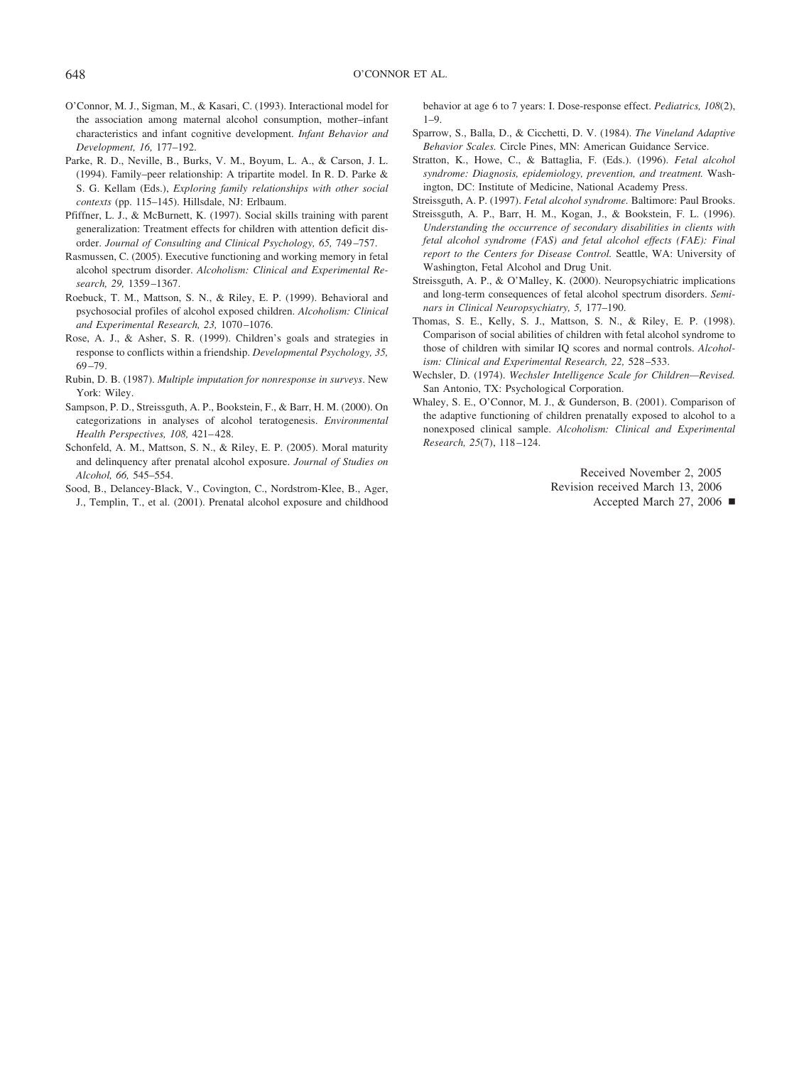O'Connor, M. J., Sigman, M., & Kasari, C. (1993). Interactional model for the association among maternal alcohol consumption, mother–infant characteristics and infant cognitive development. *Infant Behavior and Development, 16,* 177–192.

Parke, R. D., Neville, B., Burks, V. M., Boyum, L. A., & Carson, J. L. (1994). Family–peer relationship: A tripartite model. In R. D. Parke & S. G. Kellam (Eds.), *Exploring family relationships with other social contexts* (pp. 115–145). Hillsdale, NJ: Erlbaum.

Pfiffner, L. J., & McBurnett, K. (1997). Social skills training with parent generalization: Treatment effects for children with attention deficit disorder. *Journal of Consulting and Clinical Psychology, 65,* 749–757.

Rasmussen, C. (2005). Executive functioning and working memory in fetal alcohol spectrum disorder. *Alcoholism: Clinical and Experimental Research, 29,* 1359–1367.

Roebuck, T. M., Mattson, S. N., & Riley, E. P. (1999). Behavioral and psychosocial profiles of alcohol exposed children. *Alcoholism: Clinical and Experimental Research, 23,* 1070–1076.

Rose, A. J., & Asher, S. R. (1999). Children's goals and strategies in response to conflicts within a friendship. *Developmental Psychology, 35,* 69–79.

Rubin, D. B. (1987). *Multiple imputation for nonresponse in surveys*. New York: Wiley.

Sampson, P. D., Streissguth, A. P., Bookstein, F., & Barr, H. M. (2000). On categorizations in analyses of alcohol teratogenesis. *Environmental Health Perspectives, 108,* 421–428.

Schonfeld, A. M., Mattson, S. N., & Riley, E. P. (2005). Moral maturity and delinquency after prenatal alcohol exposure. *Journal of Studies on Alcohol, 66,* 545–554.

Sood, B., Delancey-Black, V., Covington, C., Nordstrom-Klee, B., Ager, J., Templin, T., et al. (2001). Prenatal alcohol exposure and childhood behavior at age 6 to 7 years: I. Dose-response effect. *Pediatrics, 108*(2), 1–9.

Sparrow, S., Balla, D., & Cicchetti, D. V. (1984). *The Vineland Adaptive Behavior Scales.* Circle Pines, MN: American Guidance Service.

Stratton, K., Howe, C., & Battaglia, F. (Eds.). (1996). *Fetal alcohol syndrome: Diagnosis, epidemiology, prevention, and treatment.* Washington, DC: Institute of Medicine, National Academy Press.

Streissguth, A. P. (1997). *Fetal alcohol syndrome.* Baltimore: Paul Brooks.

Streissguth, A. P., Barr, H. M., Kogan, J., & Bookstein, F. L. (1996). *Understanding the occurrence of secondary disabilities in clients with fetal alcohol syndrome (FAS) and fetal alcohol effects (FAE): Final report to the Centers for Disease Control.* Seattle, WA: University of Washington, Fetal Alcohol and Drug Unit.

Streissguth, A. P., & O'Malley, K. (2000). Neuropsychiatric implications and long-term consequences of fetal alcohol spectrum disorders. *Seminars in Clinical Neuropsychiatry, 5,* 177–190.

Thomas, S. E., Kelly, S. J., Mattson, S. N., & Riley, E. P. (1998). Comparison of social abilities of children with fetal alcohol syndrome to those of children with similar IQ scores and normal controls. *Alcoholism: Clinical and Experimental Research, 22,* 528–533.

Wechsler, D. (1974). *Wechsler Intelligence Scale for Children—Revised.* San Antonio, TX: Psychological Corporation.

Whaley, S. E., O'Connor, M. J., & Gunderson, B. (2001). Comparison of the adaptive functioning of children prenatally exposed to alcohol to a nonexposed clinical sample. *Alcoholism: Clinical and Experimental Research, 25*(7), 118–124.

Received November 2, 2005
Revision received March 13, 2006
Accepted March 27, 2006 ■